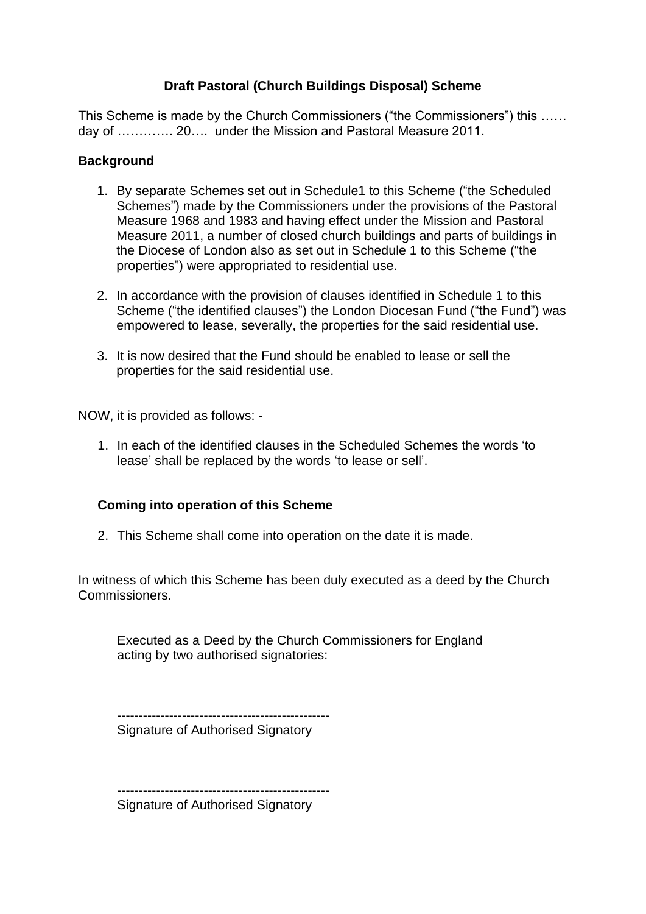# Draft Pastoral (Church Buildings Disposal) Scheme

This Scheme is made by the Church Commissioners ("the Commissioners") this …… day of …………. 20…. under the Mission and Pastoral Measure 2011.

## Background

1. By separate Schemes set out in Schedule1 to this Scheme ("the Scheduled Schemes") made by the Commissioners under the provisions of the Pastoral Measure 1968 and 1983 and having effect under the Mission and Pastoral Measure 2011, a number of closed church buildings and parts of buildings in the Diocese of London also as set out in Schedule 1 to this Scheme ("the properties") were appropriated to residential use.

2. In accordance with the provision of clauses identified in Schedule 1 to this Scheme ("the identified clauses") the London Diocesan Fund ("the Fund") was empowered to lease, severally, the properties for the said residential use.

3. It is now desired that the Fund should be enabled to lease or sell the properties for the said residential use.

NOW, it is provided as follows: -

1. In each of the identified clauses in the Scheduled Schemes the words 'to lease' shall be replaced by the words 'to lease or sell'.

## Coming into operation of this Scheme

2. This Scheme shall come into operation on the date it is made.

In witness of which this Scheme has been duly executed as a deed by the Church Commissioners.

Executed as a Deed by the Church Commissioners for England acting by two authorised signatories:

-------------------------------------------------
Signature of Authorised Signatory

-------------------------------------------------
Signature of Authorised Signatory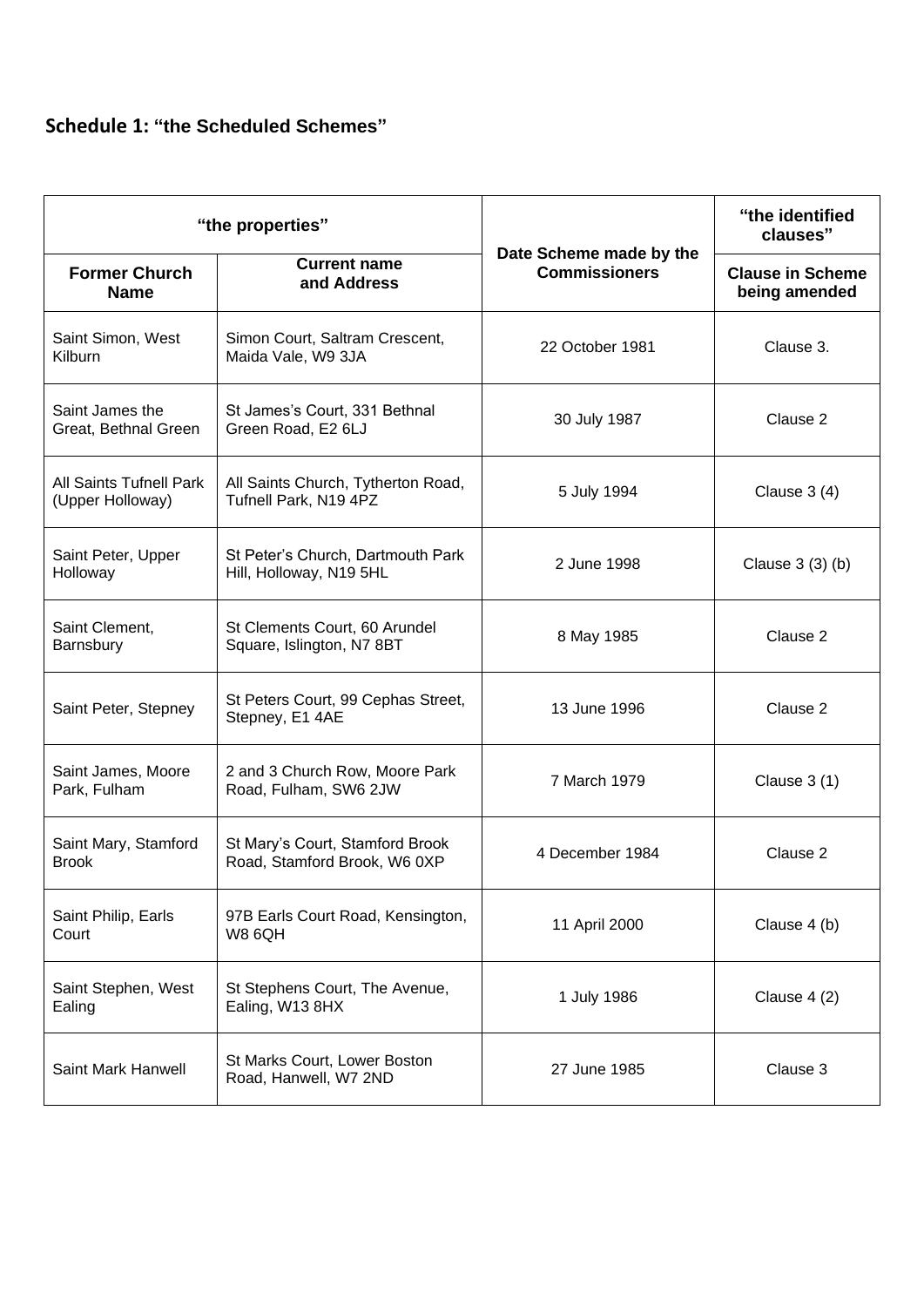## Schedule 1: “the Scheduled Schemes”

| “the properties” | | Date Scheme made by the Commissioners | “the identified clauses” |
|---|---|---|---|
| **Former Church Name** | **Current name and Address** | | **Clause in Scheme being amended** |
| Saint Simon, West Kilburn | Simon Court, Saltram Crescent, Maida Vale, W9 3JA | 22 October 1981 | Clause 3. |
| Saint James the Great, Bethnal Green | St James’s Court, 331 Bethnal Green Road, E2 6LJ | 30 July 1987 | Clause 2 |
| All Saints Tufnell Park (Upper Holloway) | All Saints Church, Tytherton Road, Tufnell Park, N19 4PZ | 5 July 1994 | Clause 3 (4) |
| Saint Peter, Upper Holloway | St Peter’s Church, Dartmouth Park Hill, Holloway, N19 5HL | 2 June 1998 | Clause 3 (3) (b) |
| Saint Clement, Barnsbury | St Clements Court, 60 Arundel Square, Islington, N7 8BT | 8 May 1985 | Clause 2 |
| Saint Peter, Stepney | St Peters Court, 99 Cephas Street, Stepney, E1 4AE | 13 June 1996 | Clause 2 |
| Saint James, Moore Park, Fulham | 2 and 3 Church Row, Moore Park Road, Fulham, SW6 2JW | 7 March 1979 | Clause 3 (1) |
| Saint Mary, Stamford Brook | St Mary’s Court, Stamford Brook Road, Stamford Brook, W6 0XP | 4 December 1984 | Clause 2 |
| Saint Philip, Earls Court | 97B Earls Court Road, Kensington, W8 6QH | 11 April 2000 | Clause 4 (b) |
| Saint Stephen, West Ealing | St Stephens Court, The Avenue, Ealing, W13 8HX | 1 July 1986 | Clause 4 (2) |
| Saint Mark Hanwell | St Marks Court, Lower Boston Road, Hanwell, W7 2ND | 27 June 1985 | Clause 3 |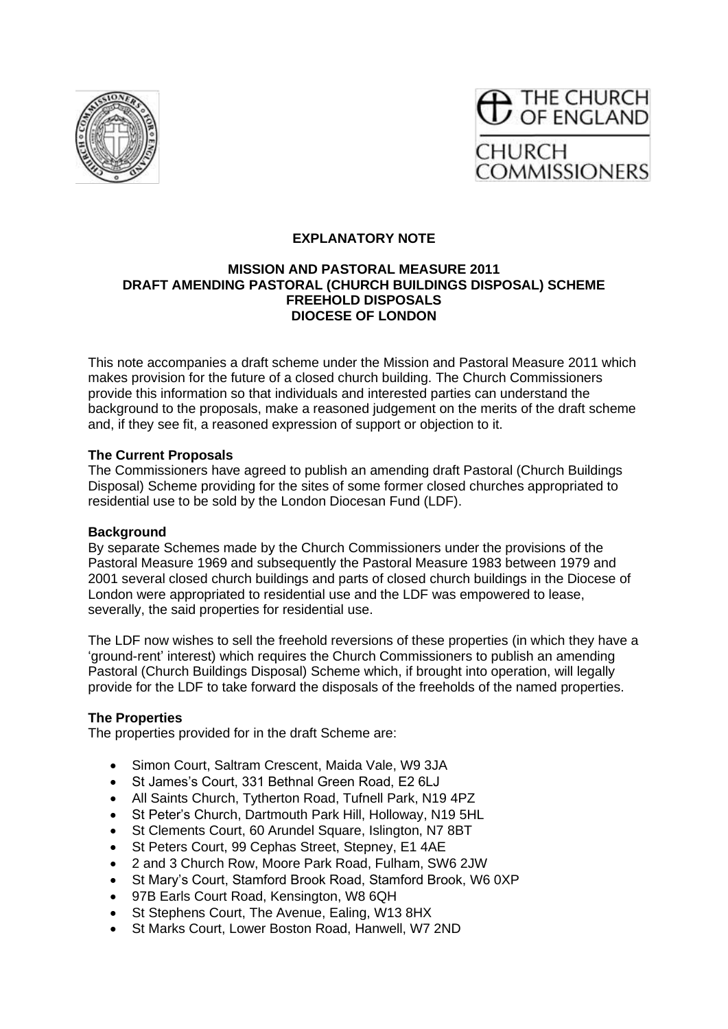THE CHURCH OF ENGLAND

CHURCH COMMISSIONERS

**EXPLANATORY NOTE**

**MISSION AND PASTORAL MEASURE 2011**
**DRAFT AMENDING PASTORAL (CHURCH BUILDINGS DISPOSAL) SCHEME**
**FREEHOLD DISPOSALS**
**DIOCESE OF LONDON**

This note accompanies a draft scheme under the Mission and Pastoral Measure 2011 which makes provision for the future of a closed church building. The Church Commissioners provide this information so that individuals and interested parties can understand the background to the proposals, make a reasoned judgement on the merits of the draft scheme and, if they see fit, a reasoned expression of support or objection to it.

**The Current Proposals**

The Commissioners have agreed to publish an amending draft Pastoral (Church Buildings Disposal) Scheme providing for the sites of some former closed churches appropriated to residential use to be sold by the London Diocesan Fund (LDF).

**Background**

By separate Schemes made by the Church Commissioners under the provisions of the Pastoral Measure 1969 and subsequently the Pastoral Measure 1983 between 1979 and 2001 several closed church buildings and parts of closed church buildings in the Diocese of London were appropriated to residential use and the LDF was empowered to lease, severally, the said properties for residential use.

The LDF now wishes to sell the freehold reversions of these properties (in which they have a 'ground-rent' interest) which requires the Church Commissioners to publish an amending Pastoral (Church Buildings Disposal) Scheme which, if brought into operation, will legally provide for the LDF to take forward the disposals of the freeholds of the named properties.

**The Properties**

The properties provided for in the draft Scheme are:

- Simon Court, Saltram Crescent, Maida Vale, W9 3JA
- St James's Court, 331 Bethnal Green Road, E2 6LJ
- All Saints Church, Tytherton Road, Tufnell Park, N19 4PZ
- St Peter's Church, Dartmouth Park Hill, Holloway, N19 5HL
- St Clements Court, 60 Arundel Square, Islington, N7 8BT
- St Peters Court, 99 Cephas Street, Stepney, E1 4AE
- 2 and 3 Church Row, Moore Park Road, Fulham, SW6 2JW
- St Mary's Court, Stamford Brook Road, Stamford Brook, W6 0XP
- 97B Earls Court Road, Kensington, W8 6QH
- St Stephens Court, The Avenue, Ealing, W13 8HX
- St Marks Court, Lower Boston Road, Hanwell, W7 2ND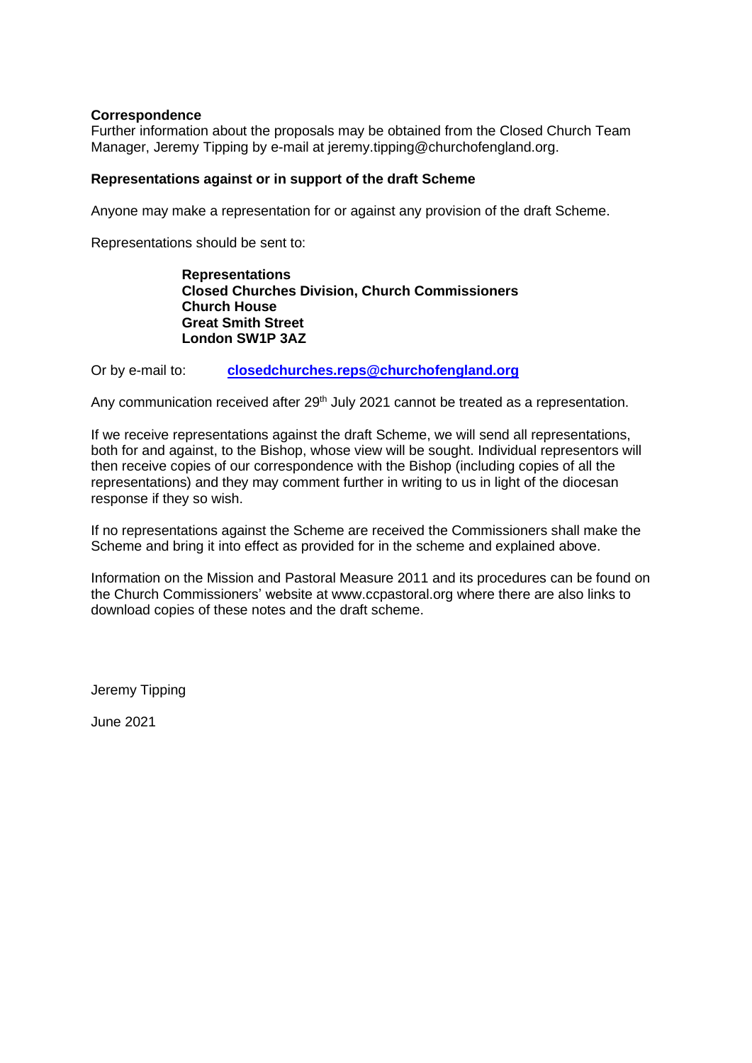**Correspondence**
Further information about the proposals may be obtained from the Closed Church Team Manager, Jeremy Tipping by e-mail at jeremy.tipping@churchofengland.org.

**Representations against or in support of the draft Scheme**

Anyone may make a representation for or against any provision of the draft Scheme.

Representations should be sent to:

**Representations**
**Closed Churches Division, Church Commissioners**
**Church House**
**Great Smith Street**
**London SW1P 3AZ**

Or by e-mail to: **closedchurches.reps@churchofengland.org**

Any communication received after 29th July 2021 cannot be treated as a representation.

If we receive representations against the draft Scheme, we will send all representations, both for and against, to the Bishop, whose view will be sought. Individual representors will then receive copies of our correspondence with the Bishop (including copies of all the representations) and they may comment further in writing to us in light of the diocesan response if they so wish.

If no representations against the Scheme are received the Commissioners shall make the Scheme and bring it into effect as provided for in the scheme and explained above.

Information on the Mission and Pastoral Measure 2011 and its procedures can be found on the Church Commissioners' website at www.ccpastoral.org where there are also links to download copies of these notes and the draft scheme.

Jeremy Tipping

June 2021